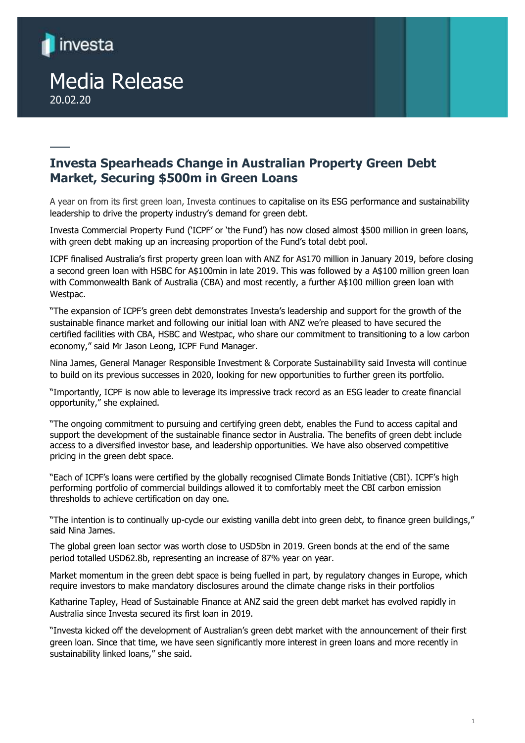investa

# Media Release

20.02.20

## Investa Spearheads Change in Australian Property Green Debt Market, Securing $500m in Green Loans

A year on from its first green loan, Investa continues to capitalise on its ESG performance and sustainability leadership to drive the property industry's demand for green debt.

Investa Commercial Property Fund ('ICPF' or 'the Fund') has now closed almost $500 million in green loans, with green debt making up an increasing proportion of the Fund's total debt pool.

ICPF finalised Australia's first property green loan with ANZ for A$170 million in January 2019, before closing a second green loan with HSBC for A$100min in late 2019. This was followed by a A$100 million green loan with Commonwealth Bank of Australia (CBA) and most recently, a further A$100 million green loan with Westpac.

"The expansion of ICPF's green debt demonstrates Investa's leadership and support for the growth of the sustainable finance market and following our initial loan with ANZ we're pleased to have secured the certified facilities with CBA, HSBC and Westpac, who share our commitment to transitioning to a low carbon economy," said Mr Jason Leong, ICPF Fund Manager.

Nina James, General Manager Responsible Investment & Corporate Sustainability said Investa will continue to build on its previous successes in 2020, looking for new opportunities to further green its portfolio.

"Importantly, ICPF is now able to leverage its impressive track record as an ESG leader to create financial opportunity," she explained.

"The ongoing commitment to pursuing and certifying green debt, enables the Fund to access capital and support the development of the sustainable finance sector in Australia. The benefits of green debt include access to a diversified investor base, and leadership opportunities. We have also observed competitive pricing in the green debt space.

"Each of ICPF's loans were certified by the globally recognised Climate Bonds Initiative (CBI). ICPF's high performing portfolio of commercial buildings allowed it to comfortably meet the CBI carbon emission thresholds to achieve certification on day one.

"The intention is to continually up-cycle our existing vanilla debt into green debt, to finance green buildings," said Nina James.

The global green loan sector was worth close to USD5bn in 2019. Green bonds at the end of the same period totalled USD62.8b, representing an increase of 87% year on year.

Market momentum in the green debt space is being fuelled in part, by regulatory changes in Europe, which require investors to make mandatory disclosures around the climate change risks in their portfolios

Katharine Tapley, Head of Sustainable Finance at ANZ said the green debt market has evolved rapidly in Australia since Investa secured its first loan in 2019.

"Investa kicked off the development of Australian's green debt market with the announcement of their first green loan. Since that time, we have seen significantly more interest in green loans and more recently in sustainability linked loans," she said.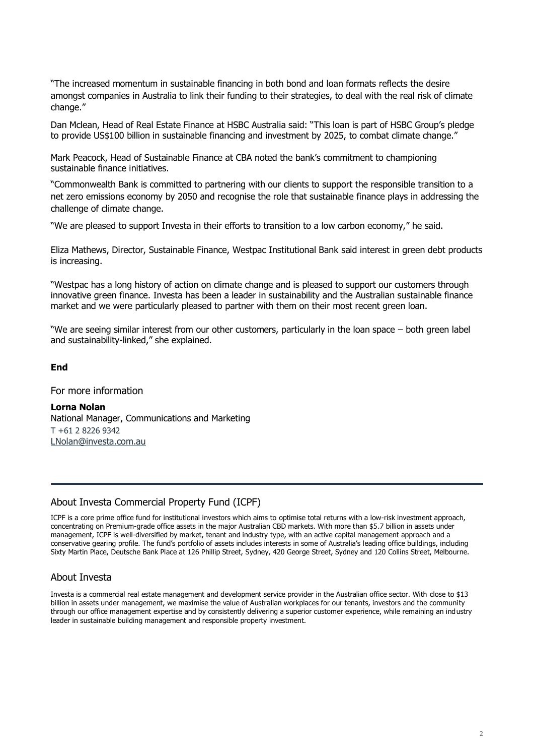"The increased momentum in sustainable financing in both bond and loan formats reflects the desire amongst companies in Australia to link their funding to their strategies, to deal with the real risk of climate change."

Dan Mclean, Head of Real Estate Finance at HSBC Australia said: "This loan is part of HSBC Group's pledge to provide US$100 billion in sustainable financing and investment by 2025, to combat climate change."

Mark Peacock, Head of Sustainable Finance at CBA noted the bank's commitment to championing sustainable finance initiatives.

"Commonwealth Bank is committed to partnering with our clients to support the responsible transition to a net zero emissions economy by 2050 and recognise the role that sustainable finance plays in addressing the challenge of climate change.

"We are pleased to support Investa in their efforts to transition to a low carbon economy," he said.

Eliza Mathews, Director, Sustainable Finance, Westpac Institutional Bank said interest in green debt products is increasing.

"Westpac has a long history of action on climate change and is pleased to support our customers through innovative green finance. Investa has been a leader in sustainability and the Australian sustainable finance market and we were particularly pleased to partner with them on their most recent green loan.

"We are seeing similar interest from our other customers, particularly in the loan space – both green label and sustainability-linked," she explained.

**End**

For more information

**Lorna Nolan**
National Manager, Communications and Marketing
T +61 2 8226 9342
LNolan@investa.com.au

---

## About Investa Commercial Property Fund (ICPF)

ICPF is a core prime office fund for institutional investors which aims to optimise total returns with a low-risk investment approach, concentrating on Premium-grade office assets in the major Australian CBD markets. With more than $5.7 billion in assets under management, ICPF is well-diversified by market, tenant and industry type, with an active capital management approach and a conservative gearing profile. The fund's portfolio of assets includes interests in some of Australia's leading office buildings, including Sixty Martin Place, Deutsche Bank Place at 126 Phillip Street, Sydney, 420 George Street, Sydney and 120 Collins Street, Melbourne.

## About Investa

Investa is a commercial real estate management and development service provider in the Australian office sector. With close to $13 billion in assets under management, we maximise the value of Australian workplaces for our tenants, investors and the community through our office management expertise and by consistently delivering a superior customer experience, while remaining an industry leader in sustainable building management and responsible property investment.